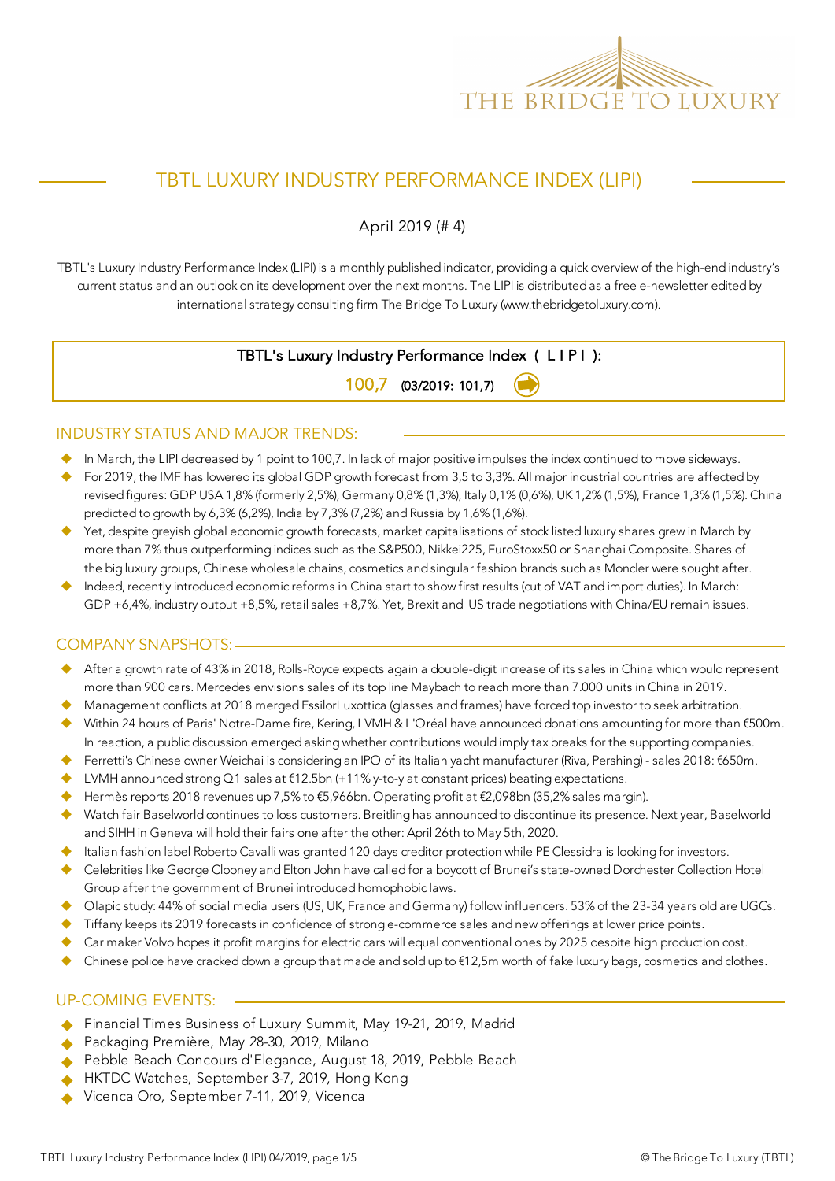# TBTL LUXURY INDUSTRY PERFORMANCE INDEX (LIPI)

April 2019 (# 4)

TBTL's Luxury Industry Performance Index (LIPI) is a monthly published indicator, providing a quick overview of the high-end industry's current status and an outlook on its development over the next months. The LIPI is distributed as a free e-newsletter edited by international strategy consulting firm The Bridge To Luxury (www.thebridgetoluxury.com).

**TBTL's Luxury Industry Performance Index ( L I P I ):**

**100,7** (03/2019: 101,7)

## INDUSTRY STATUS AND MAJOR TRENDS:

- In March, the LIPI decreased by 1 point to 100,7. In lack of major positive impulses the index continued to move sideways.
- For 2019, the IMF has lowered its global GDP growth forecast from 3,5 to 3,3%. All major industrial countries are affected by revised figures: GDP USA 1,8% (formerly 2,5%), Germany 0,8% (1,3%), Italy 0,1% (0,6%), UK 1,2% (1,5%), France 1,3% (1,5%). China predicted to growth by 6,3% (6,2%), India by 7,3% (7,2%) and Russia by 1,6% (1,6%).
- Yet, despite greyish global economic growth forecasts, market capitalisations of stock listed luxury shares grew in March by more than 7% thus outperforming indices such as the S&P500, Nikkei225, EuroStoxx50 or Shanghai Composite. Shares of the big luxury groups, Chinese wholesale chains, cosmetics and singular fashion brands such as Moncler were sought after.
- Indeed, recently introduced economic reforms in China start to show first results (cut of VAT and import duties). In March: GDP +6,4%, industry output +8,5%, retail sales +8,7%. Yet, Brexit and US trade negotiations with China/EU remain issues.

## COMPANY SNAPSHOTS:

- After a growth rate of 43% in 2018, Rolls-Royce expects again a double-digit increase of its sales in China which would represent more than 900 cars. Mercedes envisions sales of its top line Maybach to reach more than 7.000 units in China in 2019.
- Management conflicts at 2018 merged EssilorLuxottica (glasses and frames) have forced top investor to seek arbitration.
- Within 24 hours of Paris' Notre-Dame fire, Kering, LVMH & L'Oréal have announced donations amounting for more than €500m. In reaction, a public discussion emerged asking whether contributions would imply tax breaks for the supporting companies.
- Ferretti's Chinese owner Weichai is considering an IPO of its Italian yacht manufacturer (Riva, Pershing) - sales 2018: €650m.
- LVMH announced strong Q1 sales at €12.5bn (+11% y-to-y at constant prices) beating expectations.
- Hermès reports 2018 revenues up 7,5% to €5,966bn. Operating profit at €2,098bn (35,2% sales margin).
- Watch fair Baselworld continues to loss customers. Breitling has announced to discontinue its presence. Next year, Baselworld and SIHH in Geneva will hold their fairs one after the other: April 26th to May 5th, 2020.
- Italian fashion label Roberto Cavalli was granted 120 days creditor protection while PE Clessidra is looking for investors.
- Celebrities like George Clooney and Elton John have called for a boycott of Brunei's state-owned Dorchester Collection Hotel Group after the government of Brunei introduced homophobic laws.
- Olapic study: 44% of social media users (US, UK, France and Germany) follow influencers. 53% of the 23-34 years old are UGCs.
- Tiffany keeps its 2019 forecasts in confidence of strong e-commerce sales and new offerings at lower price points.
- Car maker Volvo hopes it profit margins for electric cars will equal conventional ones by 2025 despite high production cost.
- Chinese police have cracked down a group that made and sold up to €12,5m worth of fake luxury bags, cosmetics and clothes.

## UP-COMING EVENTS:

- Financial Times Business of Luxury Summit, May 19-21, 2019, Madrid
- Packaging Première, May 28-30, 2019, Milano
- Pebble Beach Concours d'Elegance, August 18, 2019, Pebble Beach
- HKTDC Watches, September 3-7, 2019, Hong Kong
- Vicenca Oro, September 7-11, 2019, Vicenca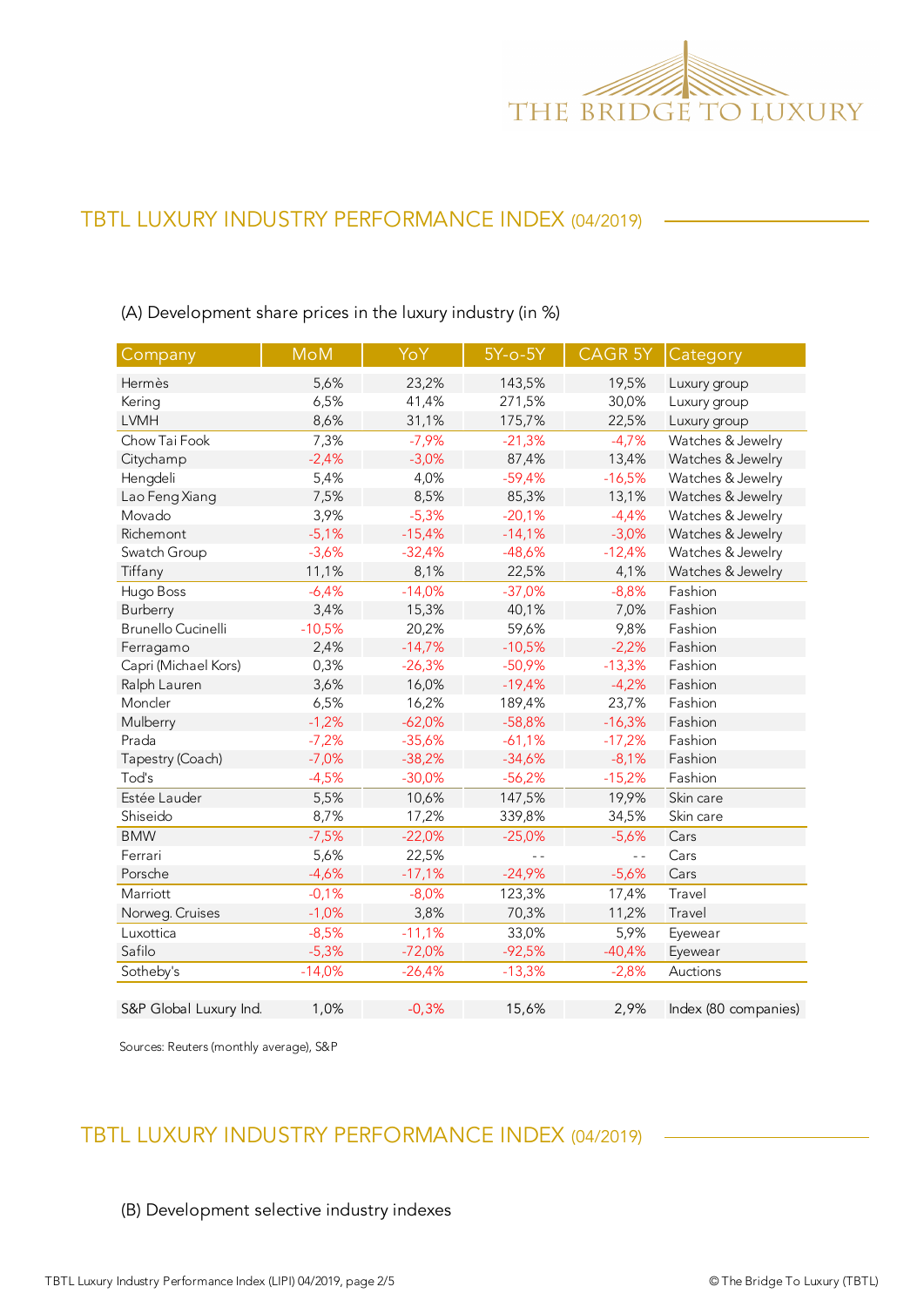## TBTL LUXURY INDUSTRY PERFORMANCE INDEX (04/2019)

(A) Development share prices in the luxury industry (in %)

| Company | MoM | YoY | 5Y-o-5Y | CAGR 5Y | Category |
|---|---|---|---|---|---|
| Hermès | 5,6% | 23,2% | 143,5% | 19,5% | Luxury group |
| Kering | 6,5% | 41,4% | 271,5% | 30,0% | Luxury group |
| LVMH | 8,6% | 31,1% | 175,7% | 22,5% | Luxury group |
| Chow Tai Fook | 7,3% | -7,9% | -21,3% | -4,7% | Watches & Jewelry |
| Citychamp | -2,4% | -3,0% | 87,4% | 13,4% | Watches & Jewelry |
| Hengdeli | 5,4% | 4,0% | -59,4% | -16,5% | Watches & Jewelry |
| Lao Feng Xiang | 7,5% | 8,5% | 85,3% | 13,1% | Watches & Jewelry |
| Movado | 3,9% | -5,3% | -20,1% | -4,4% | Watches & Jewelry |
| Richemont | -5,1% | -15,4% | -14,1% | -3,0% | Watches & Jewelry |
| Swatch Group | -3,6% | -32,4% | -48,6% | -12,4% | Watches & Jewelry |
| Tiffany | 11,1% | 8,1% | 22,5% | 4,1% | Watches & Jewelry |
| Hugo Boss | -6,4% | -14,0% | -37,0% | -8,8% | Fashion |
| Burberry | 3,4% | 15,3% | 40,1% | 7,0% | Fashion |
| Brunello Cucinelli | -10,5% | 20,2% | 59,6% | 9,8% | Fashion |
| Ferragamo | 2,4% | -14,7% | -10,5% | -2,2% | Fashion |
| Capri (Michael Kors) | 0,3% | -26,3% | -50,9% | -13,3% | Fashion |
| Ralph Lauren | 3,6% | 16,0% | -19,4% | -4,2% | Fashion |
| Moncler | 6,5% | 16,2% | 189,4% | 23,7% | Fashion |
| Mulberry | -1,2% | -62,0% | -58,8% | -16,3% | Fashion |
| Prada | -7,2% | -35,6% | -61,1% | -17,2% | Fashion |
| Tapestry (Coach) | -7,0% | -38,2% | -34,6% | -8,1% | Fashion |
| Tod's | -4,5% | -30,0% | -56,2% | -15,2% | Fashion |
| Estée Lauder | 5,5% | 10,6% | 147,5% | 19,9% | Skin care |
| Shiseido | 8,7% | 17,2% | 339,8% | 34,5% | Skin care |
| BMW | -7,5% | -22,0% | -25,0% | -5,6% | Cars |
| Ferrari | 5,6% | 22,5% | - - | - - | Cars |
| Porsche | -4,6% | -17,1% | -24,9% | -5,6% | Cars |
| Marriott | -0,1% | -8,0% | 123,3% | 17,4% | Travel |
| Norweg. Cruises | -1,0% | 3,8% | 70,3% | 11,2% | Travel |
| Luxottica | -8,5% | -11,1% | 33,0% | 5,9% | Eyewear |
| Safilo | -5,3% | -72,0% | -92,5% | -40,4% | Eyewear |
| Sotheby's | -14,0% | -26,4% | -13,3% | -2,8% | Auctions |
| | | | | | |
| S&P Global Luxury Ind. | 1,0% | -0,3% | 15,6% | 2,9% | Index (80 companies) |

Sources: Reuters (monthly average), S&P

## TBTL LUXURY INDUSTRY PERFORMANCE INDEX (04/2019)

(B) Development selective industry indexes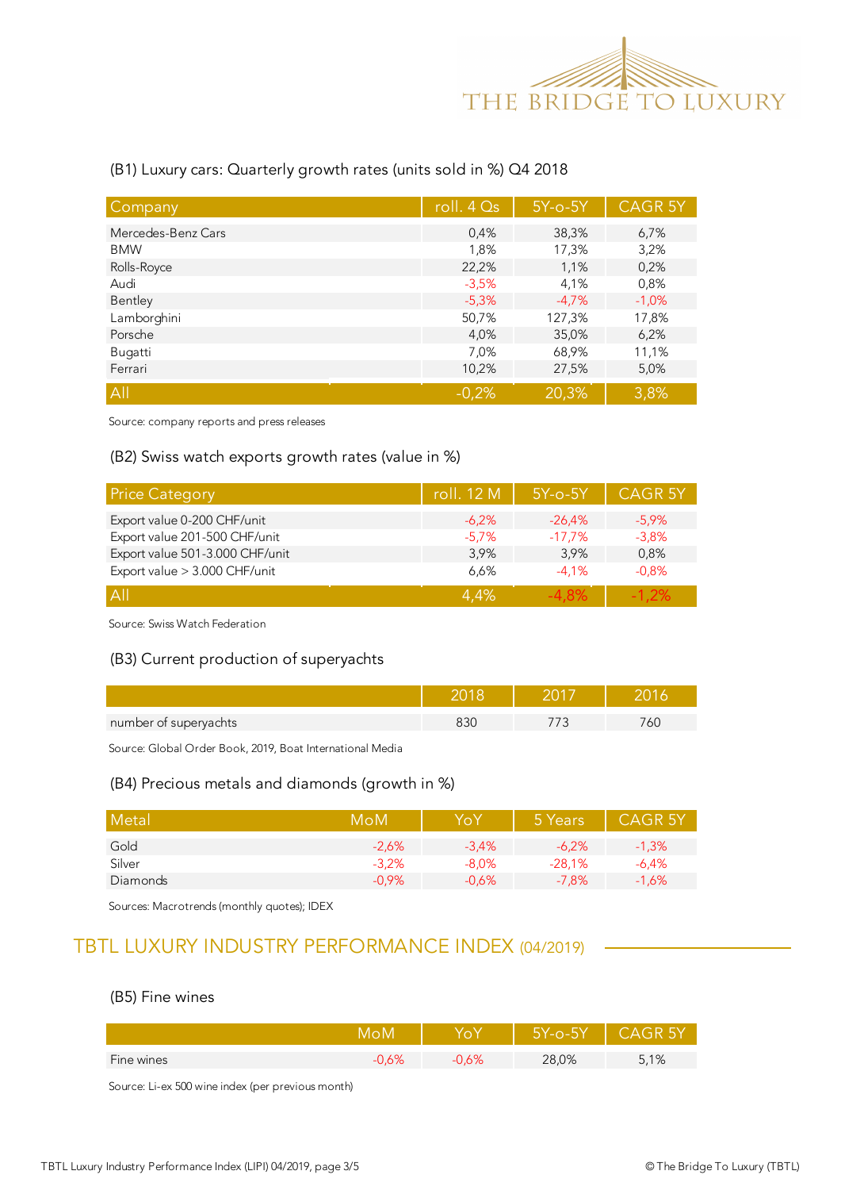### (B1) Luxury cars: Quarterly growth rates (units sold in %) Q4 2018

| Company | roll. 4 Qs | 5Y-o-5Y | CAGR 5Y |
|---|---|---|---|
| Mercedes-Benz Cars | 0,4% | 38,3% | 6,7% |
| BMW | 1,8% | 17,3% | 3,2% |
| Rolls-Royce | 22,2% | 1,1% | 0,2% |
| Audi | -3,5% | 4,1% | 0,8% |
| Bentley | -5,3% | -4,7% | -1,0% |
| Lamborghini | 50,7% | 127,3% | 17,8% |
| Porsche | 4,0% | 35,0% | 6,2% |
| Bugatti | 7,0% | 68,9% | 11,1% |
| Ferrari | 10,2% | 27,5% | 5,0% |
| All | -0,2% | 20,3% | 3,8% |

Source: company reports and press releases

### (B2) Swiss watch exports growth rates (value in %)

| Price Category | roll. 12 M | 5Y-o-5Y | CAGR 5Y |
|---|---|---|---|
| Export value 0-200 CHF/unit | -6,2% | -26,4% | -5,9% |
| Export value 201-500 CHF/unit | -5,7% | -17,7% | -3,8% |
| Export value 501-3.000 CHF/unit | 3,9% | 3,9% | 0,8% |
| Export value > 3.000 CHF/unit | 6,6% | -4,1% | -0,8% |
| All | 4,4% | -4,8% | -1,2% |

Source: Swiss Watch Federation

### (B3) Current production of superyachts

| | 2018 | 2017 | 2016 |
|---|---|---|---|
| number of superyachts | 830 | 773 | 760 |

Source: Global Order Book, 2019, Boat International Media

### (B4) Precious metals and diamonds (growth in %)

| Metal | MoM | YoY | 5 Years | CAGR 5Y |
|---|---|---|---|---|
| Gold | -2,6% | -3,4% | -6,2% | -1,3% |
| Silver | -3,2% | -8,0% | -28,1% | -6,4% |
| Diamonds | -0,9% | -0,6% | -7,8% | -1,6% |

Sources: Macrotrends (monthly quotes); IDEX

## TBTL LUXURY INDUSTRY PERFORMANCE INDEX (04/2019)

### (B5) Fine wines

| | MoM | YoY | 5Y-o-5Y | CAGR 5Y |
|---|---|---|---|---|
| Fine wines | -0,6% | -0,6% | 28,0% | 5,1% |

Source: Li-ex 500 wine index (per previous month)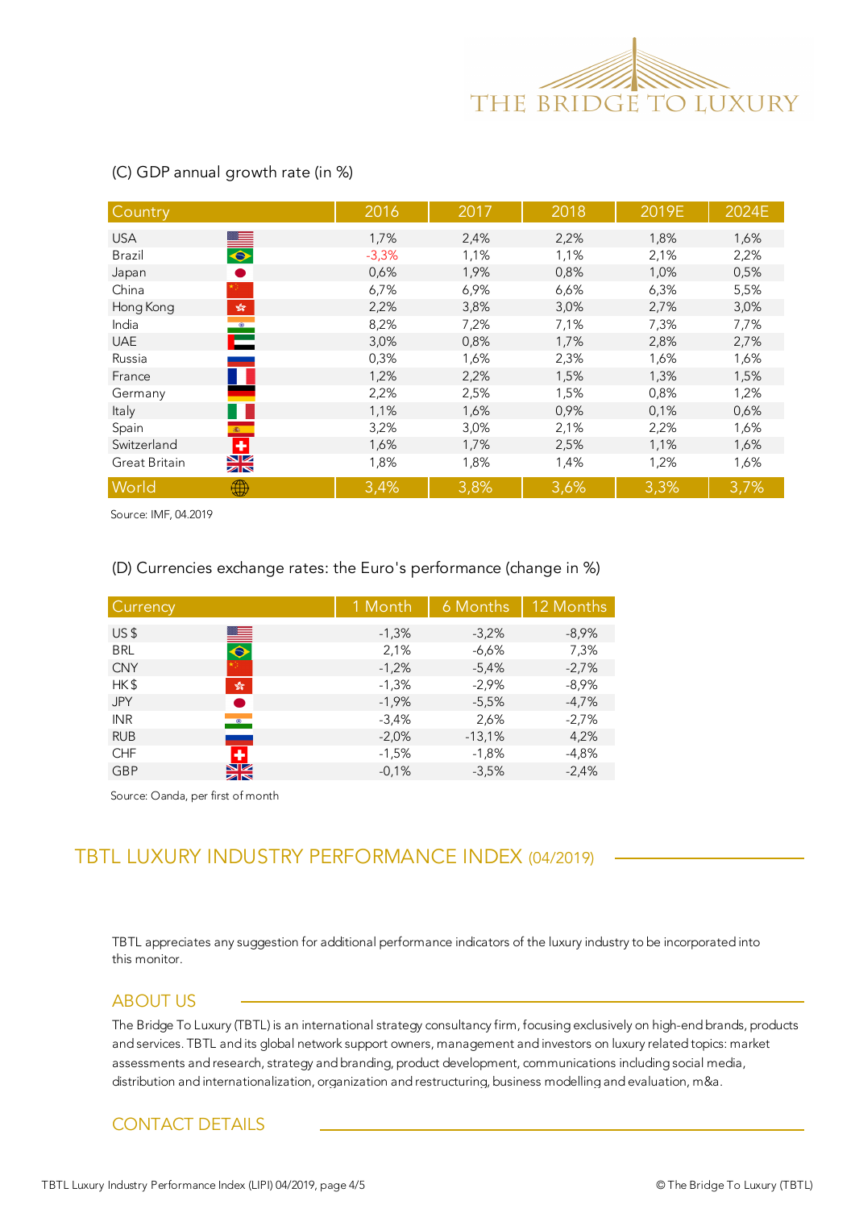(C) GDP annual growth rate (in %)

| Country | 2016 | 2017 | 2018 | 2019E | 2024E |
|---|---|---|---|---|---|
| USA | 1,7% | 2,4% | 2,2% | 1,8% | 1,6% |
| Brazil | -3,3% | 1,1% | 1,1% | 2,1% | 2,2% |
| Japan | 0,6% | 1,9% | 0,8% | 1,0% | 0,5% |
| China | 6,7% | 6,9% | 6,6% | 6,3% | 5,5% |
| Hong Kong | 2,2% | 3,8% | 3,0% | 2,7% | 3,0% |
| India | 8,2% | 7,2% | 7,1% | 7,3% | 7,7% |
| UAE | 3,0% | 0,8% | 1,7% | 2,8% | 2,7% |
| Russia | 0,3% | 1,6% | 2,3% | 1,6% | 1,6% |
| France | 1,2% | 2,2% | 1,5% | 1,3% | 1,5% |
| Germany | 2,2% | 2,5% | 1,5% | 0,8% | 1,2% |
| Italy | 1,1% | 1,6% | 0,9% | 0,1% | 0,6% |
| Spain | 3,2% | 3,0% | 2,1% | 2,2% | 1,6% |
| Switzerland | 1,6% | 1,7% | 2,5% | 1,1% | 1,6% |
| Great Britain | 1,8% | 1,8% | 1,4% | 1,2% | 1,6% |
| World | 3,4% | 3,8% | 3,6% | 3,3% | 3,7% |

Source: IMF, 04.2019

(D) Currencies exchange rates: the Euro's performance (change in %)

| Currency | 1 Month | 6 Months | 12 Months |
|---|---|---|---|
| US $ | -1,3% | -3,2% | -8,9% |
| BRL | 2,1% | -6,6% | 7,3% |
| CNY | -1,2% | -5,4% | -2,7% |
| HK $ | -1,3% | -2,9% | -8,9% |
| JPY | -1,9% | -5,5% | -4,7% |
| INR | -3,4% | 2,6% | -2,7% |
| RUB | -2,0% | -13,1% | 4,2% |
| CHF | -1,5% | -1,8% | -4,8% |
| GBP | -0,1% | -3,5% | -2,4% |

Source: Oanda, per first of month

## TBTL LUXURY INDUSTRY PERFORMANCE INDEX (04/2019)

TBTL appreciates any suggestion for additional performance indicators of the luxury industry to be incorporated into this monitor.

### ABOUT US

The Bridge To Luxury (TBTL) is an international strategy consultancy firm, focusing exclusively on high-end brands, products and services. TBTL and its global network support owners, management and investors on luxury related topics: market assessments and research, strategy and branding, product development, communications including social media, distribution and internationalization, organization and restructuring, business modelling and evaluation, m&a.

### CONTACT DETAILS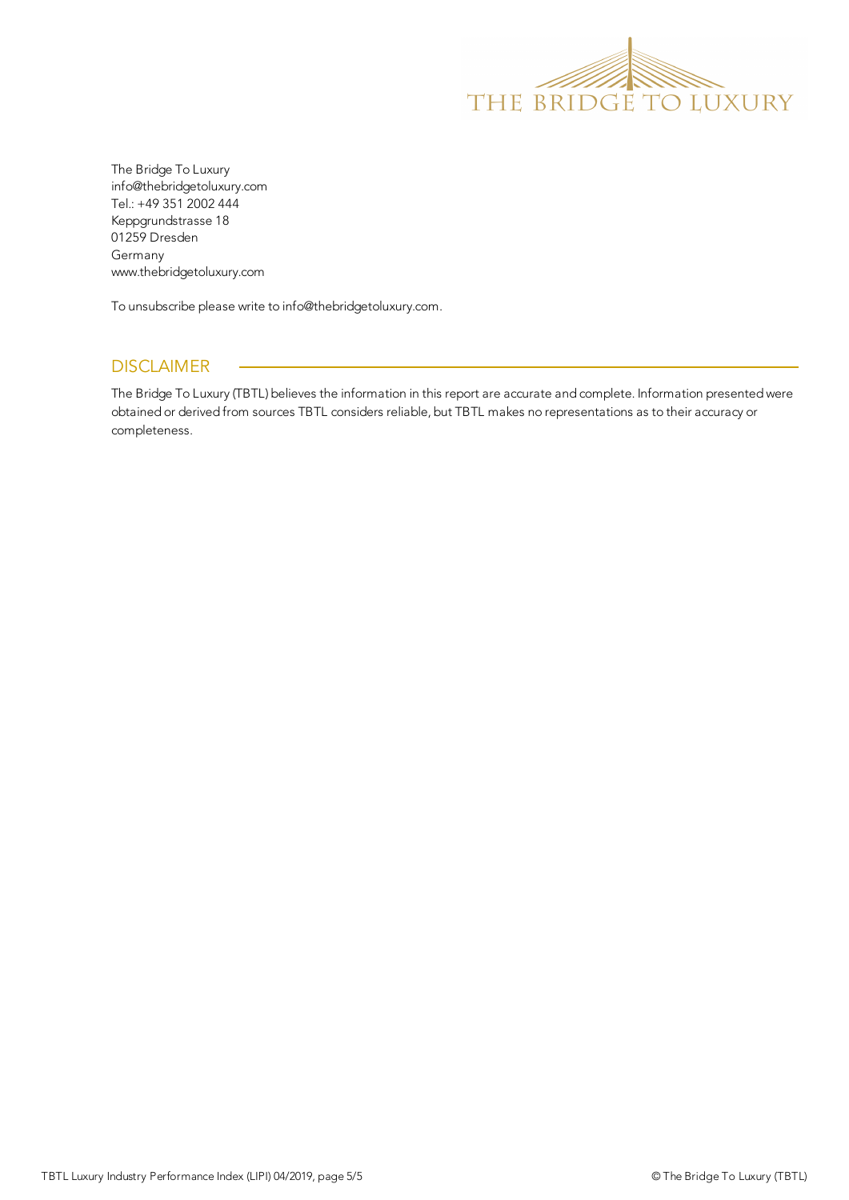THE BRIDGE TO LUXURY

The Bridge To Luxury
info@thebridgetoluxury.com
Tel.: +49 351 2002 444
Keppgrundstrasse 18
01259 Dresden
Germany
www.thebridgetoluxury.com

To unsubscribe please write to info@thebridgetoluxury.com.

## DISCLAIMER

The Bridge To Luxury (TBTL) believes the information in this report are accurate and complete. Information presented were obtained or derived from sources TBTL considers reliable, but TBTL makes no representations as to their accuracy or completeness.